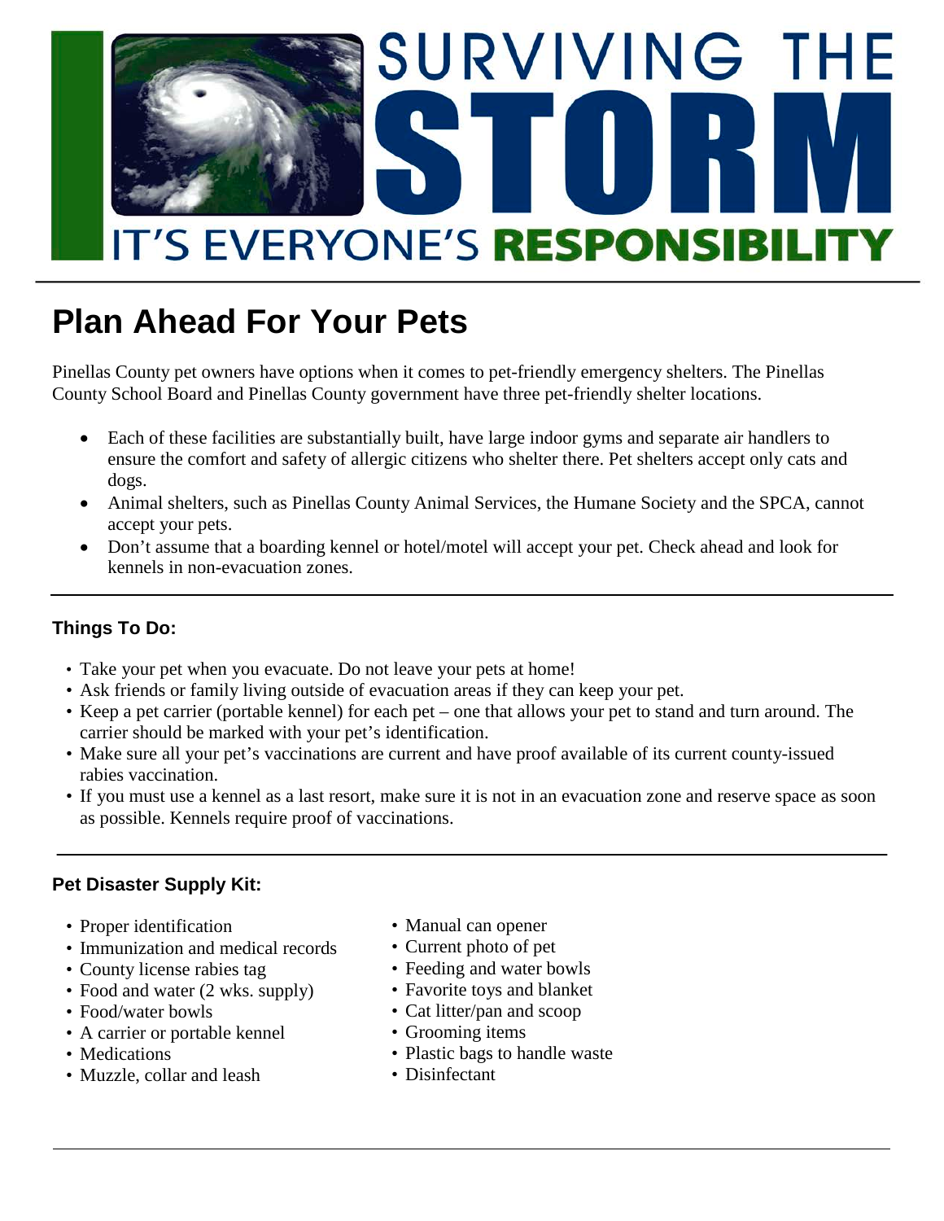# SURVIVING THE STORM

## IT'S EVERYONE'S RESPONSIBILITY

# Plan Ahead For Your Pets

Pinellas County pet owners have options when it comes to pet-friendly emergency shelters. The Pinellas County School Board and Pinellas County government have three pet-friendly shelter locations.

- Each of these facilities are substantially built, have large indoor gyms and separate air handlers to ensure the comfort and safety of allergic citizens who shelter there. Pet shelters accept only cats and dogs.
- Animal shelters, such as Pinellas County Animal Services, the Humane Society and the SPCA, cannot accept your pets.
- Don't assume that a boarding kennel or hotel/motel will accept your pet. Check ahead and look for kennels in non-evacuation zones.

### Things To Do:

- Take your pet when you evacuate. Do not leave your pets at home!
- Ask friends or family living outside of evacuation areas if they can keep your pet.
- Keep a pet carrier (portable kennel) for each pet – one that allows your pet to stand and turn around. The carrier should be marked with your pet's identification.
- Make sure all your pet's vaccinations are current and have proof available of its current county-issued rabies vaccination.
- If you must use a kennel as a last resort, make sure it is not in an evacuation zone and reserve space as soon as possible. Kennels require proof of vaccinations.

### Pet Disaster Supply Kit:

- Proper identification
- Immunization and medical records
- County license rabies tag
- Food and water (2 wks. supply)
- Food/water bowls
- A carrier or portable kennel
- Medications
- Muzzle, collar and leash
- Manual can opener
- Current photo of pet
- Feeding and water bowls
- Favorite toys and blanket
- Cat litter/pan and scoop
- Grooming items
- Plastic bags to handle waste
- Disinfectant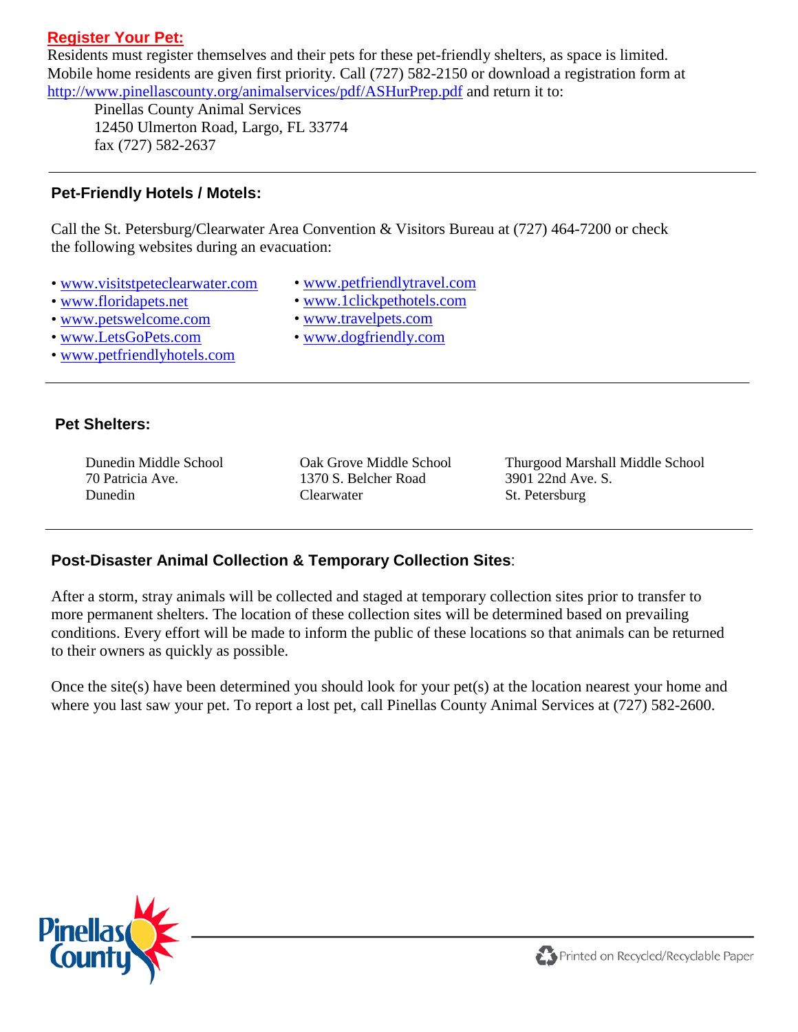## Register Your Pet:

Residents must register themselves and their pets for these pet-friendly shelters, as space is limited. Mobile home residents are given first priority. Call (727) 582-2150 or download a registration form at http://www.pinellascounty.org/animalservices/pdf/ASHurPrep.pdf and return it to:

Pinellas County Animal Services
12450 Ulmerton Road, Largo, FL 33774
fax (727) 582-2637

---

## Pet-Friendly Hotels / Motels:

Call the St. Petersburg/Clearwater Area Convention & Visitors Bureau at (727) 464-7200 or check the following websites during an evacuation:

- www.visitstpeteclearwater.com
- www.floridapets.net
- www.petswelcome.com
- www.LetsGoPets.com
- www.petfriendlyhotels.com
- www.petfriendlytravel.com
- www.1clickpethotels.com
- www.travelpets.com
- www.dogfriendly.com

---

## Pet Shelters:

Dunedin Middle School
70 Patricia Ave.
Dunedin

Oak Grove Middle School
1370 S. Belcher Road
Clearwater

Thurgood Marshall Middle School
3901 22nd Ave. S.
St. Petersburg

---

## Post-Disaster Animal Collection & Temporary Collection Sites:

After a storm, stray animals will be collected and staged at temporary collection sites prior to transfer to more permanent shelters. The location of these collection sites will be determined based on prevailing conditions. Every effort will be made to inform the public of these locations so that animals can be returned to their owners as quickly as possible.

Once the site(s) have been determined you should look for your pet(s) at the location nearest your home and where you last saw your pet. To report a lost pet, call Pinellas County Animal Services at (727) 582-2600.

Pinellas County

Printed on Recycled/Recyclable Paper